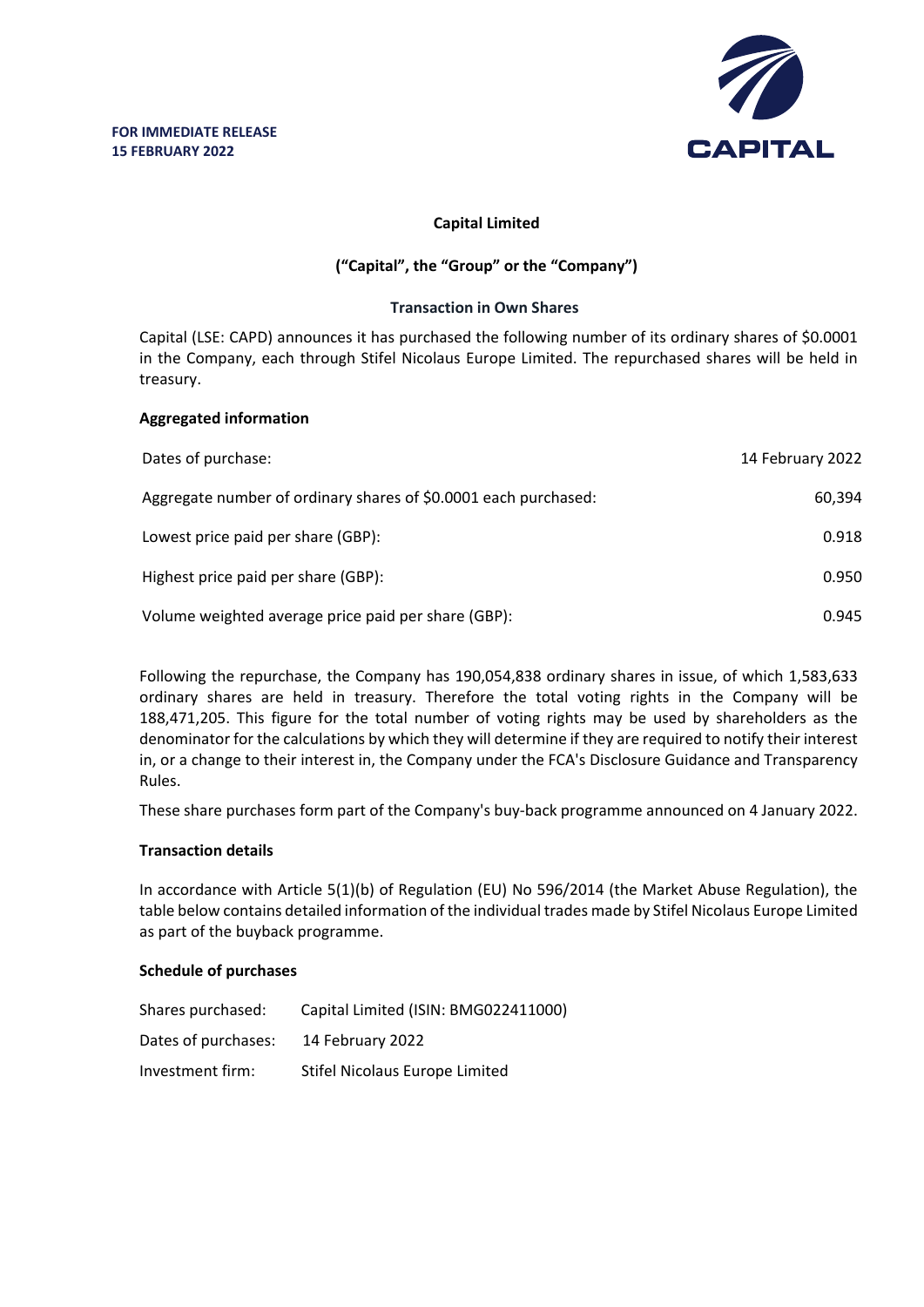**FOR IMMEDIATE RELEASE**
**15 FEBRUARY 2022**

CAPITAL

**Capital Limited**

**("Capital", the "Group" or the "Company")**

**Transaction in Own Shares**

Capital (LSE: CAPD) announces it has purchased the following number of its ordinary shares of $0.0001 in the Company, each through Stifel Nicolaus Europe Limited. The repurchased shares will be held in treasury.

**Aggregated information**

| | |
|---|---|
| Dates of purchase: | 14 February 2022 |
| Aggregate number of ordinary shares of $0.0001 each purchased: | 60,394 |
| Lowest price paid per share (GBP): | 0.918 |
| Highest price paid per share (GBP): | 0.950 |
| Volume weighted average price paid per share (GBP): | 0.945 |

Following the repurchase, the Company has 190,054,838 ordinary shares in issue, of which 1,583,633 ordinary shares are held in treasury. Therefore the total voting rights in the Company will be 188,471,205. This figure for the total number of voting rights may be used by shareholders as the denominator for the calculations by which they will determine if they are required to notify their interest in, or a change to their interest in, the Company under the FCA's Disclosure Guidance and Transparency Rules.

These share purchases form part of the Company's buy-back programme announced on 4 January 2022.

**Transaction details**

In accordance with Article 5(1)(b) of Regulation (EU) No 596/2014 (the Market Abuse Regulation), the table below contains detailed information of the individual trades made by Stifel Nicolaus Europe Limited as part of the buyback programme.

**Schedule of purchases**

| | |
|---|---|
| Shares purchased: | Capital Limited (ISIN: BMG022411000) |
| Dates of purchases: | 14 February 2022 |
| Investment firm: | Stifel Nicolaus Europe Limited |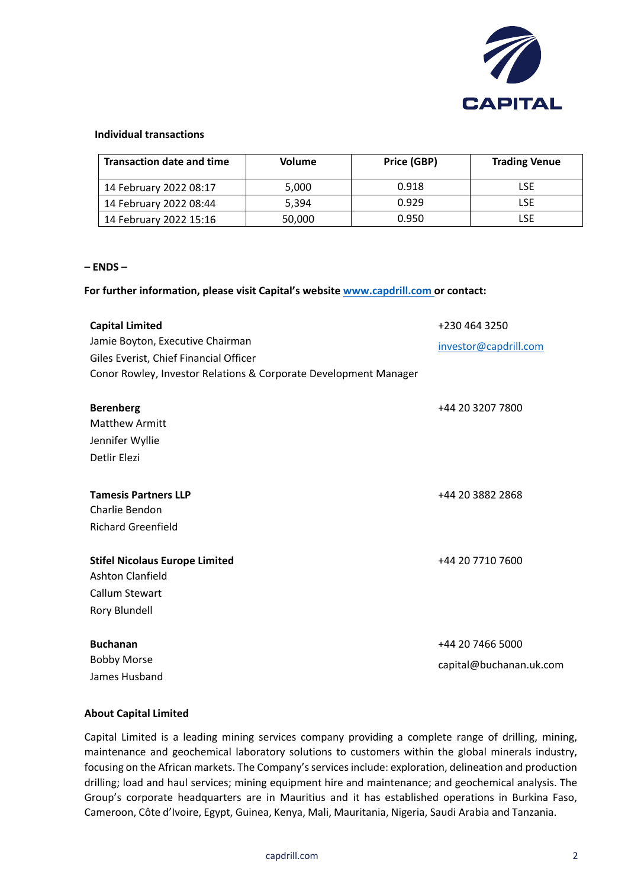**Individual transactions**

| Transaction date and time | Volume | Price (GBP) | Trading Venue |
|---|---|---|---|
| 14 February 2022 08:17 | 5,000 | 0.918 | LSE |
| 14 February 2022 08:44 | 5,394 | 0.929 | LSE |
| 14 February 2022 15:16 | 50,000 | 0.950 | LSE |

**– ENDS –**

**For further information, please visit Capital's website [www.capdrill.com](http://www.capdrill.com) or contact:**

**Capital Limited**
Jamie Boyton, Executive Chairman
Giles Everist, Chief Financial Officer
Conor Rowley, Investor Relations & Corporate Development Manager
+230 464 3250
investor@capdrill.com

**Berenberg**
Matthew Armitt
Jennifer Wyllie
Detlir Elezi
+44 20 3207 7800

**Tamesis Partners LLP**
Charlie Bendon
Richard Greenfield
+44 20 3882 2868

**Stifel Nicolaus Europe Limited**
Ashton Clanfield
Callum Stewart
Rory Blundell
+44 20 7710 7600

**Buchanan**
Bobby Morse
James Husband
+44 20 7466 5000
capital@buchanan.uk.com

**About Capital Limited**

Capital Limited is a leading mining services company providing a complete range of drilling, mining, maintenance and geochemical laboratory solutions to customers within the global minerals industry, focusing on the African markets. The Company's services include: exploration, delineation and production drilling; load and haul services; mining equipment hire and maintenance; and geochemical analysis. The Group's corporate headquarters are in Mauritius and it has established operations in Burkina Faso, Cameroon, Côte d'Ivoire, Egypt, Guinea, Kenya, Mali, Mauritania, Nigeria, Saudi Arabia and Tanzania.